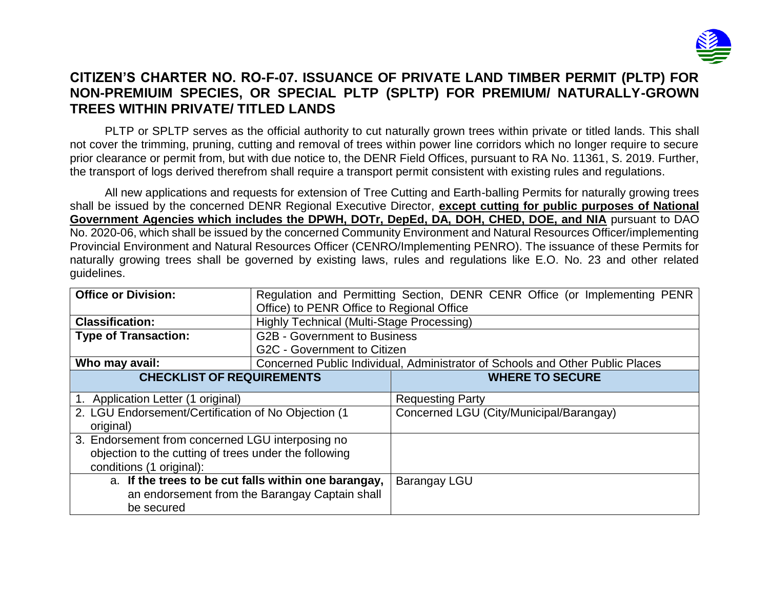# CITIZEN'S CHARTER NO. RO-F-07. ISSUANCE OF PRIVATE LAND TIMBER PERMIT (PLTP) FOR NON-PREMIUIM SPECIES, OR SPECIAL PLTP (SPLTP) FOR PREMIUM/ NATURALLY-GROWN TREES WITHIN PRIVATE/ TITLED LANDS

PLTP or SPLTP serves as the official authority to cut naturally grown trees within private or titled lands. This shall not cover the trimming, pruning, cutting and removal of trees within power line corridors which no longer require to secure prior clearance or permit from, but with due notice to, the DENR Field Offices, pursuant to RA No. 11361, S. 2019. Further, the transport of logs derived therefrom shall require a transport permit consistent with existing rules and regulations.

All new applications and requests for extension of Tree Cutting and Earth-balling Permits for naturally growing trees shall be issued by the concerned DENR Regional Executive Director, **except cutting for public purposes of National Government Agencies which includes the DPWH, DOTr, DepEd, DA, DOH, CHED, DOE, and NIA** pursuant to DAO No. 2020-06, which shall be issued by the concerned Community Environment and Natural Resources Officer/implementing Provincial Environment and Natural Resources Officer (CENRO/Implementing PENRO). The issuance of these Permits for naturally growing trees shall be governed by existing laws, rules and regulations like E.O. No. 23 and other related guidelines.

| **Office or Division:** | Regulation and Permitting Section, DENR CENR Office (or Implementing PENR Office) to PENR Office to Regional Office |
|---|---|
| **Classification:** | Highly Technical (Multi-Stage Processing) |
| **Type of Transaction:** | G2B - Government to Business<br>G2C - Government to Citizen |
| **Who may avail:** | Concerned Public Individual, Administrator of Schools and Other Public Places |

| **CHECKLIST OF REQUIREMENTS** | **WHERE TO SECURE** |
|---|---|
| 1. Application Letter (1 original) | Requesting Party |
| 2. LGU Endorsement/Certification of No Objection (1 original) | Concerned LGU (City/Municipal/Barangay) |
| 3. Endorsement from concerned LGU interposing no objection to the cutting of trees under the following conditions (1 original): | |
| a. **If the trees to be cut falls within one barangay,** an endorsement from the Barangay Captain shall be secured | Barangay LGU |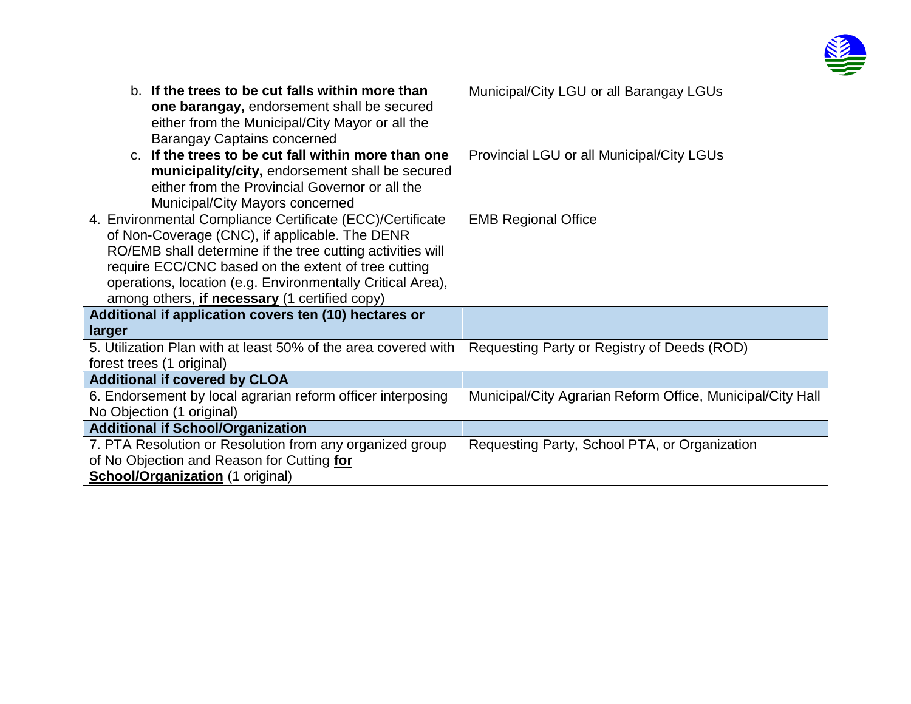| | |
|---|---|
| b. **If the trees to be cut falls within more than one barangay,** endorsement shall be secured either from the Municipal/City Mayor or all the Barangay Captains concerned | Municipal/City LGU or all Barangay LGUs |
| c. **If the trees to be cut fall within more than one municipality/city,** endorsement shall be secured either from the Provincial Governor or all the Municipal/City Mayors concerned | Provincial LGU or all Municipal/City LGUs |
| 4. Environmental Compliance Certificate (ECC)/Certificate of Non-Coverage (CNC), if applicable. The DENR RO/EMB shall determine if the tree cutting activities will require ECC/CNC based on the extent of tree cutting operations, location (e.g. Environmentally Critical Area), among others, **<u>if necessary</u>** (1 certified copy) | EMB Regional Office |
| **Additional if application covers ten (10) hectares or larger** | |
| 5. Utilization Plan with at least 50% of the area covered with forest trees (1 original) | Requesting Party or Registry of Deeds (ROD) |
| **Additional if covered by CLOA** | |
| 6. Endorsement by local agrarian reform officer interposing No Objection (1 original) | Municipal/City Agrarian Reform Office, Municipal/City Hall |
| **Additional if School/Organization** | |
| 7. PTA Resolution or Resolution from any organized group of No Objection and Reason for Cutting **<u>for School/Organization</u>** (1 original) | Requesting Party, School PTA, or Organization |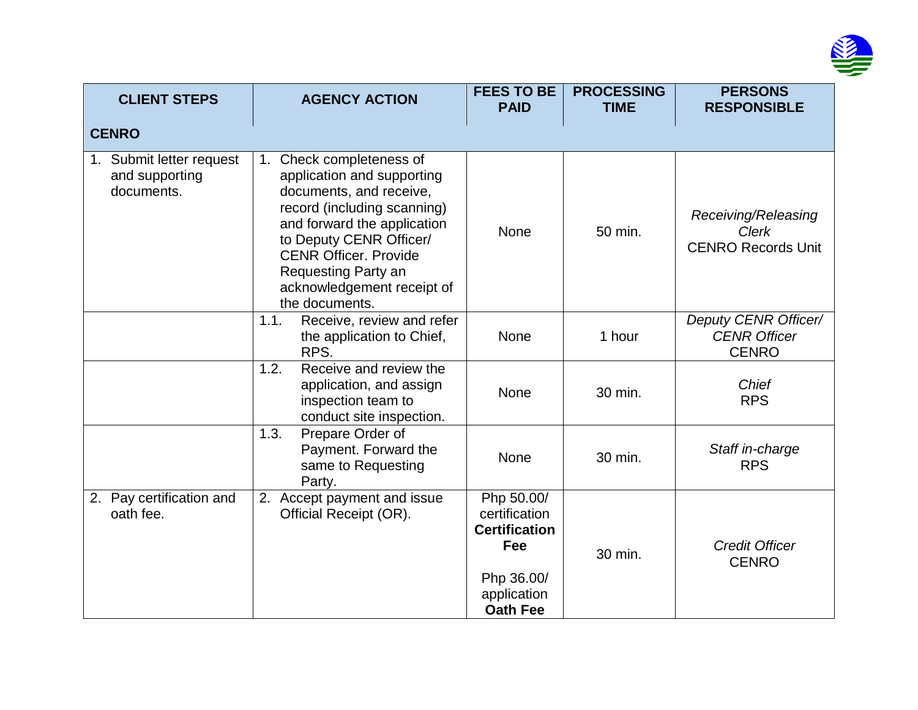| CLIENT STEPS | AGENCY ACTION | FEES TO BE PAID | PROCESSING TIME | PERSONS RESPONSIBLE |
|---|---|---|---|---|
| **CENRO** | | | | |
| 1. Submit letter request and supporting documents. | 1. Check completeness of application and supporting documents, and receive, record (including scanning) and forward the application to Deputy CENR Officer/ CENR Officer. Provide Requesting Party an acknowledgement receipt of the documents. | None | 50 min. | *Receiving/Releasing Clerk* CENRO Records Unit |
| | 1.1. Receive, review and refer the application to Chief, RPS. | None | 1 hour | *Deputy CENR Officer/ CENR Officer* CENRO |
| | 1.2. Receive and review the application, and assign inspection team to conduct site inspection. | None | 30 min. | *Chief* RPS |
| | 1.3. Prepare Order of Payment. Forward the same to Requesting Party. | None | 30 min. | *Staff in-charge* RPS |
| 2. Pay certification and oath fee. | 2. Accept payment and issue Official Receipt (OR). | Php 50.00/ certification **Certification Fee** Php 36.00/ application **Oath Fee** | 30 min. | *Credit Officer* CENRO |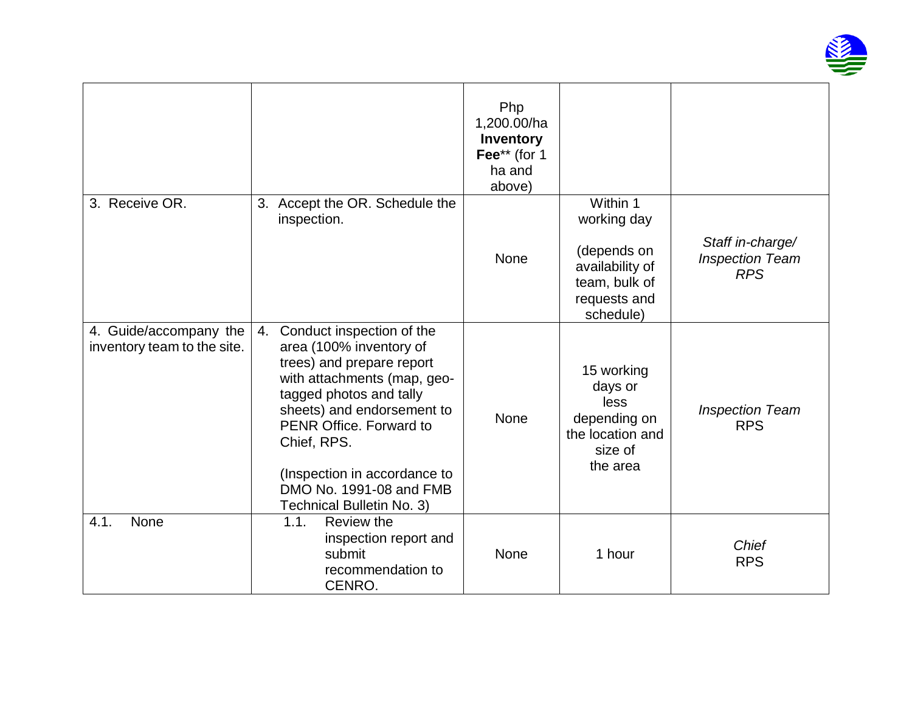| | | | | |
|---|---|---|---|---|
| | | Php 1,200.00/ha **Inventory Fee**** (for 1 ha and above) | | |
| 3. Receive OR. | 3. Accept the OR. Schedule the inspection. | None | Within 1 working day<br><br>(depends on availability of team, bulk of requests and schedule) | *Staff in-charge/ Inspection Team RPS* |
| 4. Guide/accompany the inventory team to the site. | 4. Conduct inspection of the area (100% inventory of trees) and prepare report with attachments (map, geo-tagged photos and tally sheets) and endorsement to PENR Office. Forward to Chief, RPS.<br><br>(Inspection in accordance to DMO No. 1991-08 and FMB Technical Bulletin No. 3) | None | 15 working days or less depending on the location and size of the area | *Inspection Team* RPS |
| 4.1. None | 1.1. Review the inspection report and submit recommendation to CENRO. | None | 1 hour | *Chief* RPS |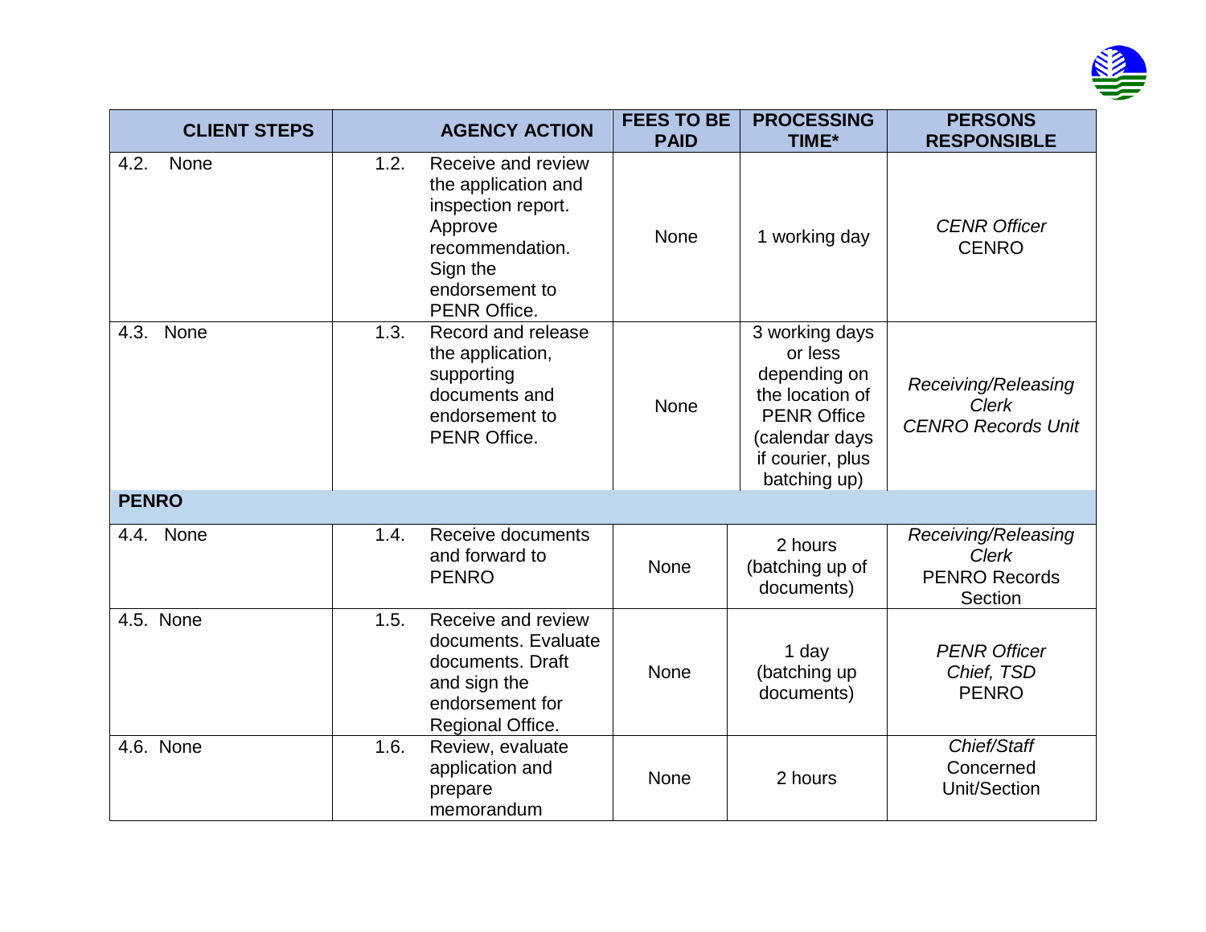| CLIENT STEPS | AGENCY ACTION | FEES TO BE PAID | PROCESSING TIME* | PERSONS RESPONSIBLE |
|---|---|---|---|---|
| 4.2. None | 1.2. Receive and review the application and inspection report. Approve recommendation. Sign the endorsement to PENR Office. | None | 1 working day | *CENR Officer* CENRO |
| 4.3. None | 1.3. Record and release the application, supporting documents and endorsement to PENR Office. | None | 3 working days or less depending on the location of PENR Office (calendar days if courier, plus batching up) | *Receiving/Releasing Clerk* *CENRO Records Unit* |
| **PENRO** | | | | |
| 4.4. None | 1.4. Receive documents and forward to PENRO | None | 2 hours (batching up of documents) | *Receiving/Releasing Clerk* PENRO Records Section |
| 4.5. None | 1.5. Receive and review documents. Evaluate documents. Draft and sign the endorsement for Regional Office. | None | 1 day (batching up documents) | *PENR Officer* *Chief, TSD* PENRO |
| 4.6. None | 1.6. Review, evaluate application and prepare memorandum | None | 2 hours | *Chief/Staff* Concerned Unit/Section |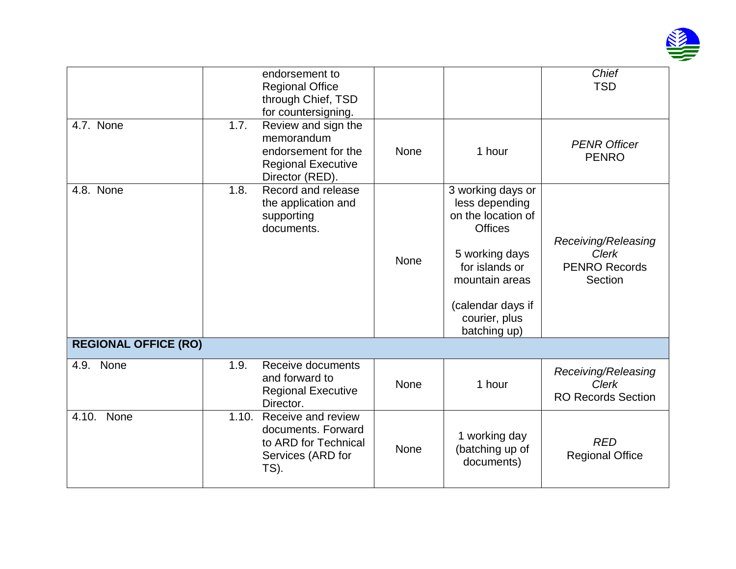| | | | | |
|---|---|---|---|---|
| | endorsement to Regional Office through Chief, TSD for countersigning. | | | *Chief* TSD |
| 4.7. None | 1.7. Review and sign the memorandum endorsement for the Regional Executive Director (RED). | None | 1 hour | *PENR Officer* PENRO |
| 4.8. None | 1.8. Record and release the application and supporting documents. | None | 3 working days or less depending on the location of Offices<br><br>5 working days for islands or mountain areas<br><br>(calendar days if courier, plus batching up) | *Receiving/Releasing Clerk* PENRO Records Section |
| **REGIONAL OFFICE (RO)** | | | | |
| 4.9. None | 1.9. Receive documents and forward to Regional Executive Director. | None | 1 hour | *Receiving/Releasing Clerk* RO Records Section |
| 4.10. None | 1.10. Receive and review documents. Forward to ARD for Technical Services (ARD for TS). | None | 1 working day (batching up of documents) | *RED* Regional Office |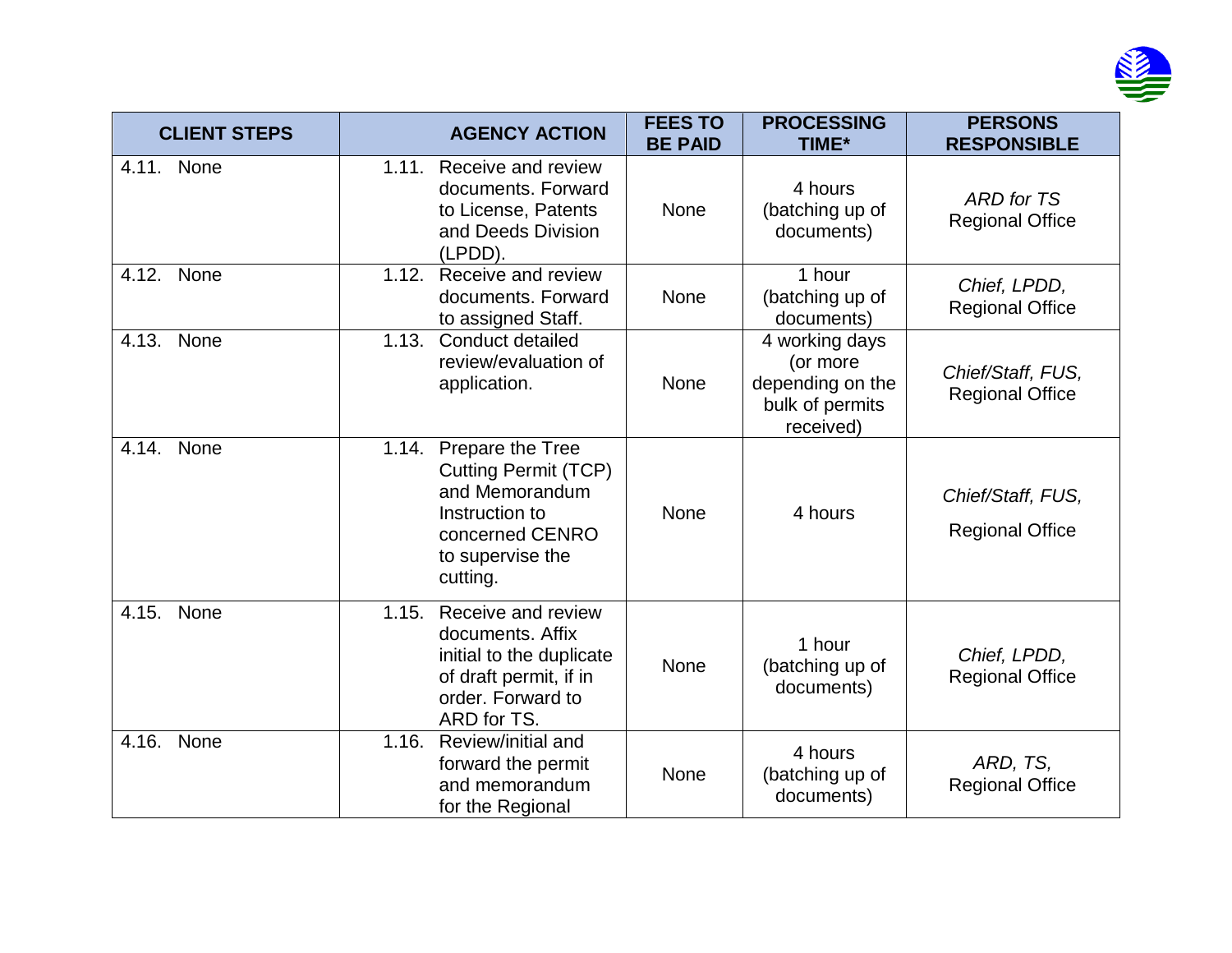| CLIENT STEPS | AGENCY ACTION | FEES TO BE PAID | PROCESSING TIME* | PERSONS RESPONSIBLE |
|---|---|---|---|---|
| 4.11. None | 1.11. Receive and review documents. Forward to License, Patents and Deeds Division (LPDD). | None | 4 hours (batching up of documents) | *ARD for TS* Regional Office |
| 4.12. None | 1.12. Receive and review documents. Forward to assigned Staff. | None | 1 hour (batching up of documents) | *Chief, LPDD,* Regional Office |
| 4.13. None | 1.13. Conduct detailed review/evaluation of application. | None | 4 working days (or more depending on the bulk of permits received) | *Chief/Staff, FUS,* Regional Office |
| 4.14. None | 1.14. Prepare the Tree Cutting Permit (TCP) and Memorandum Instruction to concerned CENRO to supervise the cutting. | None | 4 hours | *Chief/Staff, FUS,* Regional Office |
| 4.15. None | 1.15. Receive and review documents. Affix initial to the duplicate of draft permit, if in order. Forward to ARD for TS. | None | 1 hour (batching up of documents) | *Chief, LPDD,* Regional Office |
| 4.16. None | 1.16. Review/initial and forward the permit and memorandum for the Regional | None | 4 hours (batching up of documents) | *ARD, TS,* Regional Office |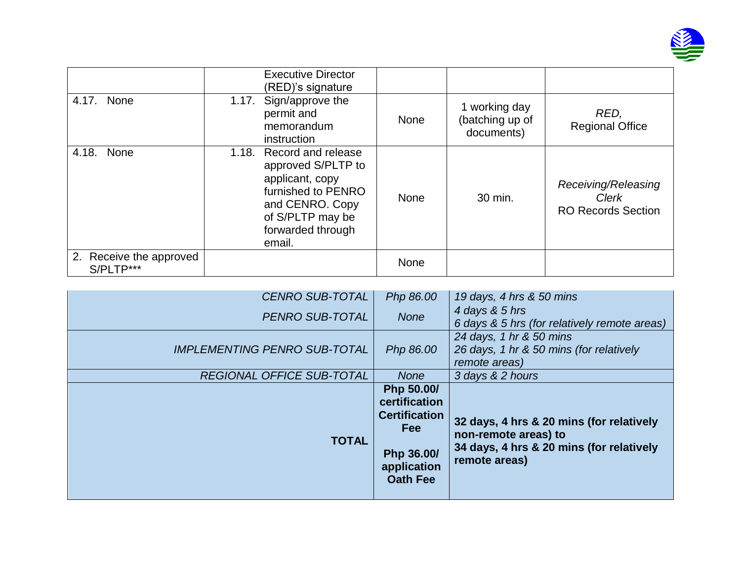| | | | | |
|---|---|---|---|---|
| | Executive Director (RED)'s signature | | | |
| 4.17. None | 1.17. Sign/approve the permit and memorandum instruction | None | 1 working day (batching up of documents) | *RED,* Regional Office |
| 4.18. None | 1.18. Record and release approved S/PLTP to applicant, copy furnished to PENRO and CENRO. Copy of S/PLTP may be forwarded through email. | None | 30 min. | *Receiving/Releasing Clerk* RO Records Section |
| 2. Receive the approved S/PLTP*** | | None | | |

| | | |
|---|---|---|
| *CENRO SUB-TOTAL* | *Php 86.00* | *19 days, 4 hrs & 50 mins* |
| *PENRO SUB-TOTAL* | *None* | *4 days & 5 hrs* *6 days & 5 hrs (for relatively remote areas)* |
| *IMPLEMENTING PENRO SUB-TOTAL* | *Php 86.00* | *24 days, 1 hr & 50 mins* *26 days, 1 hr & 50 mins (for relatively remote areas)* |
| *REGIONAL OFFICE SUB-TOTAL* | *None* | *3 days & 2 hours* |
| **TOTAL** | **Php 50.00/ certification Certification Fee** **Php 36.00/ application Oath Fee** | **32 days, 4 hrs & 20 mins (for relatively non-remote areas) to 34 days, 4 hrs & 20 mins (for relatively remote areas)** |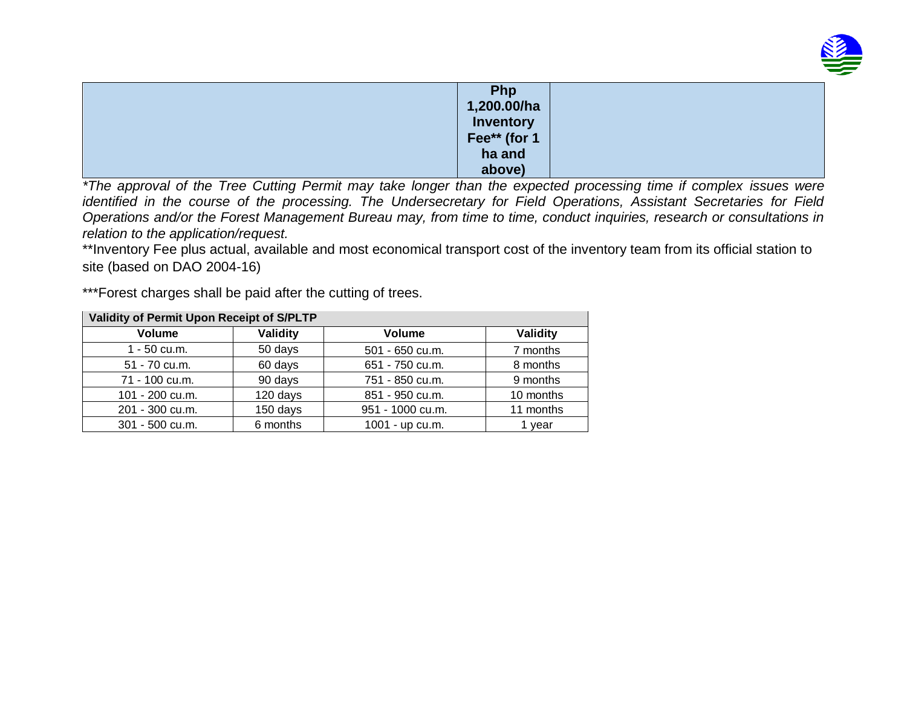| | | |
|---|---|---|
| | **Php 1,200.00/ha Inventory Fee** (for 1 ha and above)** | |

*\*The approval of the Tree Cutting Permit may take longer than the expected processing time if complex issues were identified in the course of the processing. The Undersecretary for Field Operations, Assistant Secretaries for Field Operations and/or the Forest Management Bureau may, from time to time, conduct inquiries, research or consultations in relation to the application/request.*

**Inventory Fee plus actual, available and most economical transport cost of the inventory team from its official station to site (based on DAO 2004-16)

***Forest charges shall be paid after the cutting of trees.

| **Validity of Permit Upon Receipt of S/PLTP** | | | |
|---|---|---|---|
| **Volume** | **Validity** | **Volume** | **Validity** |
| 1 - 50 cu.m. | 50 days | 501 - 650 cu.m. | 7 months |
| 51 - 70 cu.m. | 60 days | 651 - 750 cu.m. | 8 months |
| 71 - 100 cu.m. | 90 days | 751 - 850 cu.m. | 9 months |
| 101 - 200 cu.m. | 120 days | 851 - 950 cu.m. | 10 months |
| 201 - 300 cu.m. | 150 days | 951 - 1000 cu.m. | 11 months |
| 301 - 500 cu.m. | 6 months | 1001 - up cu.m. | 1 year |